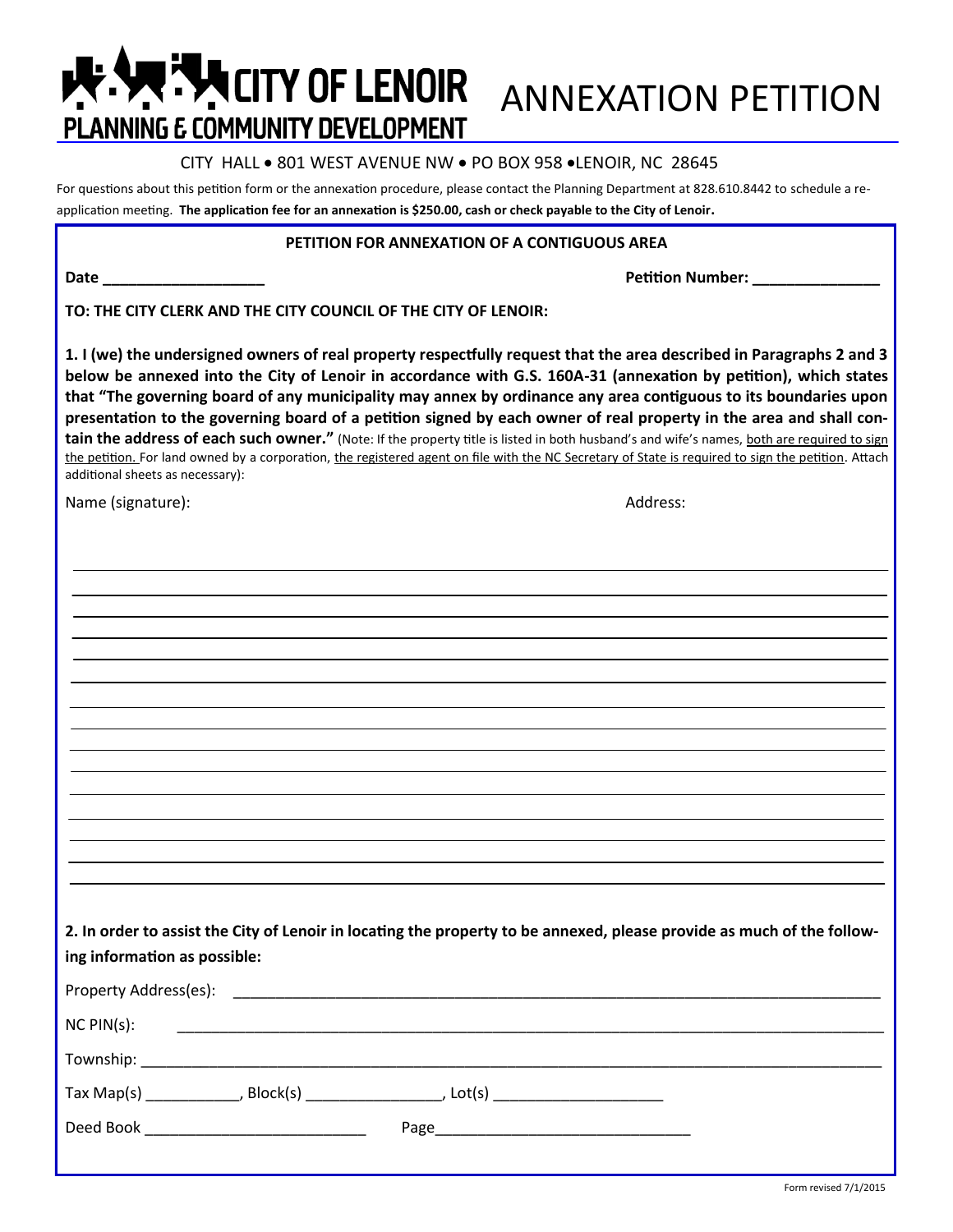# CITY OF LENOIR

## PLANNING & COMMUNITY DEVELOPMENT

# ANNEXATION PETITION

CITY HALL • 801 WEST AVENUE NW • PO BOX 958 •LENOIR, NC 28645

For questions about this petition form or the annexation procedure, please contact the Planning Department at 828.610.8442 to schedule a re-application meeting. **The application fee for an annexation is $250.00, cash or check payable to the City of Lenoir.**

**PETITION FOR ANNEXATION OF A CONTIGUOUS AREA**

**Date ___________________** **Petition Number: _______________**

**TO: THE CITY CLERK AND THE CITY COUNCIL OF THE CITY OF LENOIR:**

**1. I (we) the undersigned owners of real property respectfully request that the area described in Paragraphs 2 and 3 below be annexed into the City of Lenoir in accordance with G.S. 160A-31 (annexation by petition), which states that "The governing board of any municipality may annex by ordinance any area contiguous to its boundaries upon presentation to the governing board of a petition signed by each owner of real property in the area and shall contain the address of each such owner."** (Note: If the property title is listed in both husband's and wife's names, both are required to sign the petition. For land owned by a corporation, the registered agent on file with the NC Secretary of State is required to sign the petition. Attach additional sheets as necessary):

Name (signature): Address:

______________________________________________________________________

______________________________________________________________________

______________________________________________________________________

______________________________________________________________________

______________________________________________________________________

______________________________________________________________________

______________________________________________________________________

______________________________________________________________________

______________________________________________________________________

______________________________________________________________________

______________________________________________________________________

______________________________________________________________________

______________________________________________________________________

______________________________________________________________________

______________________________________________________________________

**2. In order to assist the City of Lenoir in locating the property to be annexed, please provide as much of the following information as possible:**

Property Address(es): ________________________________________________________________

NC PIN(s): ________________________________________________________________

Township: ________________________________________________________________

Tax Map(s) ___________, Block(s) ________________, Lot(s) ____________________

Deed Book __________________________ Page______________________________

Form revised 7/1/2015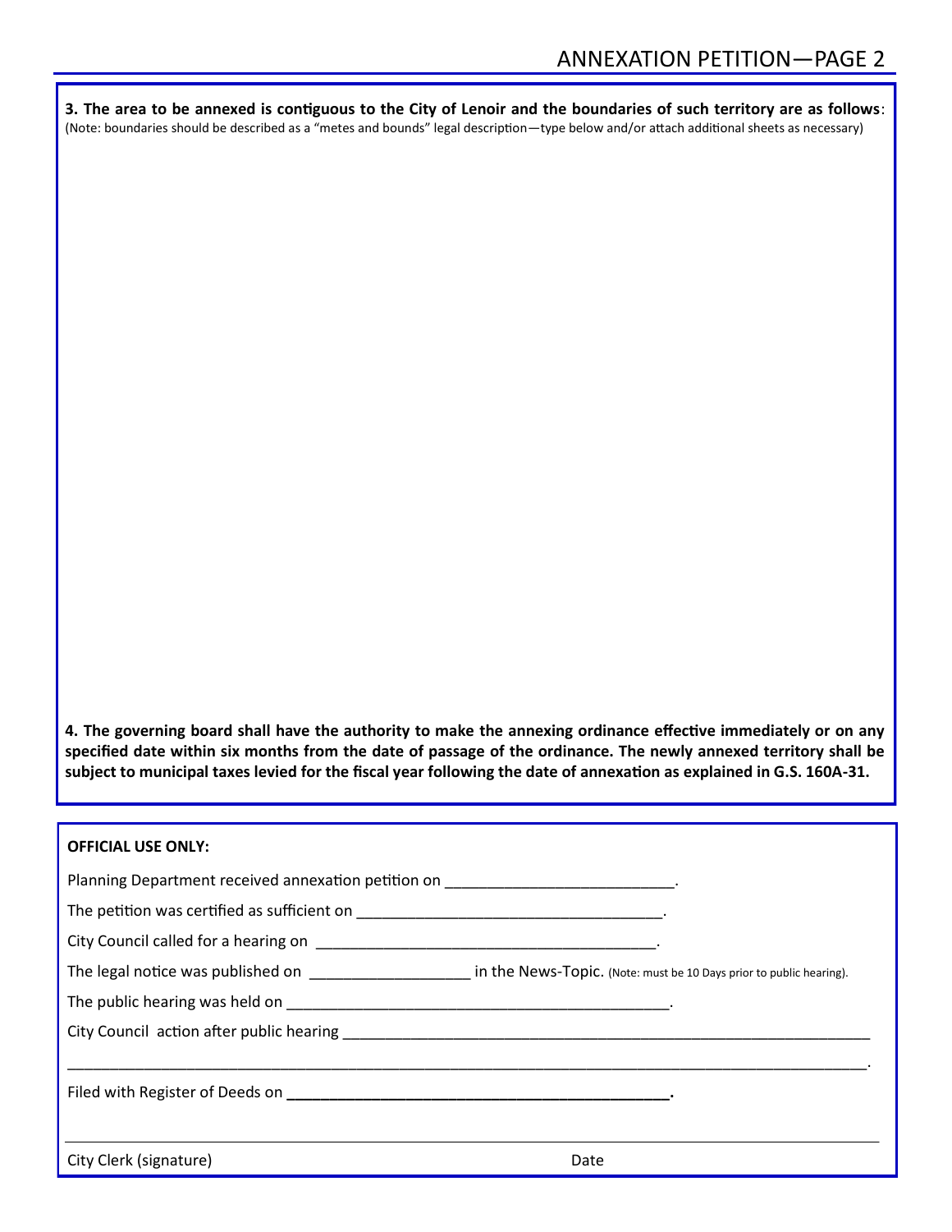**3. The area to be annexed is contiguous to the City of Lenoir and the boundaries of such territory are as follows**:

(Note: boundaries should be described as a "metes and bounds" legal description—type below and/or attach additional sheets as necessary)

**4. The governing board shall have the authority to make the annexing ordinance effective immediately or on any specified date within six months from the date of passage of the ordinance. The newly annexed territory shall be subject to municipal taxes levied for the fiscal year following the date of annexation as explained in G.S. 160A-31.**

**OFFICIAL USE ONLY:**

Planning Department received annexation petition on ___________________________.

The petition was certified as sufficient on ___________________________________.

City Council called for a hearing on _______________________________________.

The legal notice was published on __________________ in the News-Topic. (Note: must be 10 Days prior to public hearing).

The public hearing was held on _____________________________________________.

City Council action after public hearing ______________________________________________________________

_____________________________________________________________________________________________.

Filed with Register of Deeds on ___________________________________________.

_____________________________________________________________________________________________

City Clerk (signature) Date